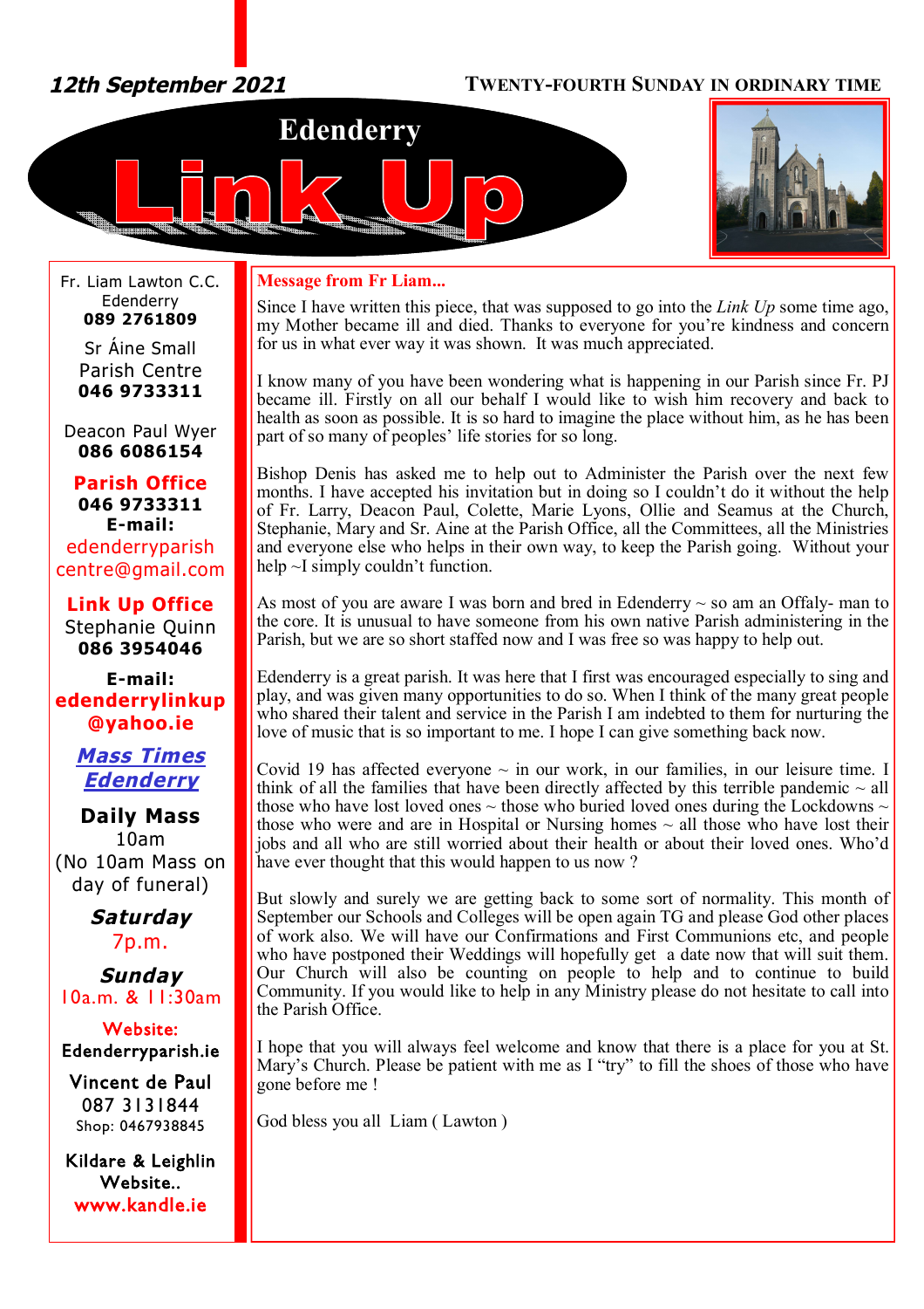*12th September 2021*

TWENTY-FOURTH SUNDAY IN ORDINARY TIME

# Edenderry Link Up

Fr. Liam Lawton C.C.
Edenderry
**089 2761809**

Sr Áine Small
Parish Centre
**046 9733311**

Deacon Paul Wyer
**086 6086154**

**Parish Office**
**046 9733311**
**E-mail:**
edenderryparish centre@gmail.com

**Link Up Office**
Stephanie Quinn
**086 3954046**

**E-mail:**
**edenderrylinkup @yahoo.ie**

***Mass Times Edenderry***

**Daily Mass**
10am
(No 10am Mass on day of funeral)

***Saturday***
7p.m.

***Sunday***
10a.m. & 11:30am

Website:
Edenderryparish.ie

Vincent de Paul
087 3131844
Shop: 0467938845

Kildare & Leighlin Website..
www.kandle.ie

## Message from Fr Liam...

Since I have written this piece, that was supposed to go into the *Link Up* some time ago, my Mother became ill and died. Thanks to everyone for you're kindness and concern for us in what ever way it was shown. It was much appreciated.

I know many of you have been wondering what is happening in our Parish since Fr. PJ became ill. Firstly on all our behalf I would like to wish him recovery and back to health as soon as possible. It is so hard to imagine the place without him, as he has been part of so many of peoples' life stories for so long.

Bishop Denis has asked me to help out to Administer the Parish over the next few months. I have accepted his invitation but in doing so I couldn't do it without the help of Fr. Larry, Deacon Paul, Colette, Marie Lyons, Ollie and Seamus at the Church, Stephanie, Mary and Sr. Aine at the Parish Office, all the Committees, all the Ministries and everyone else who helps in their own way, to keep the Parish going. Without your help ~I simply couldn't function.

As most of you are aware I was born and bred in Edenderry ~ so am an Offaly- man to the core. It is unusual to have someone from his own native Parish administering in the Parish, but we are so short staffed now and I was free so was happy to help out.

Edenderry is a great parish. It was here that I first was encouraged especially to sing and play, and was given many opportunities to do so. When I think of the many great people who shared their talent and service in the Parish I am indebted to them for nurturing the love of music that is so important to me. I hope I can give something back now.

Covid 19 has affected everyone ~ in our work, in our families, in our leisure time. I think of all the families that have been directly affected by this terrible pandemic ~ all those who have lost loved ones ~ those who buried loved ones during the Lockdowns ~ those who were and are in Hospital or Nursing homes ~ all those who have lost their jobs and all who are still worried about their health or about their loved ones. Who'd have ever thought that this would happen to us now ?

But slowly and surely we are getting back to some sort of normality. This month of September our Schools and Colleges will be open again TG and please God other places of work also. We will have our Confirmations and First Communions etc, and people who have postponed their Weddings will hopefully get a date now that will suit them. Our Church will also be counting on people to help and to continue to build Community. If you would like to help in any Ministry please do not hesitate to call into the Parish Office.

I hope that you will always feel welcome and know that there is a place for you at St. Mary's Church. Please be patient with me as I "try" to fill the shoes of those who have gone before me !

God bless you all Liam ( Lawton )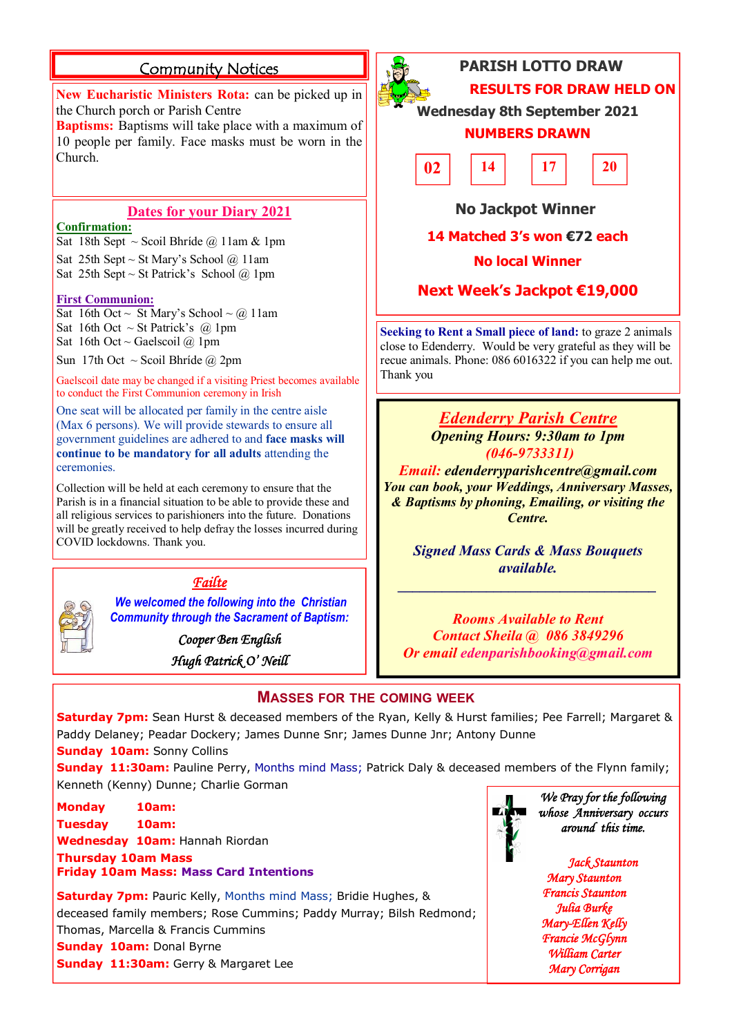## Community Notices

**New Eucharistic Ministers Rota:** can be picked up in the Church porch or Parish Centre

**Baptisms:** Baptisms will take place with a maximum of 10 people per family. Face masks must be worn in the Church.

### Dates for your Diary 2021

**Confirmation:**

Sat 18th Sept ~ Scoil Bhríde @ 11am & 1pm

Sat 25th Sept ~ St Mary's School @ 11am

Sat 25th Sept ~ St Patrick's School @ 1pm

**First Communion:**

Sat 16th Oct ~ St Mary's School ~ @ 11am

Sat 16th Oct ~ St Patrick's @ 1pm

Sat 16th Oct ~ Gaelscoil @ 1pm

Sun 17th Oct ~ Scoil Bhríde @ 2pm

Gaelscoil date may be changed if a visiting Priest becomes available to conduct the First Communion ceremony in Irish

One seat will be allocated per family in the centre aisle (Max 6 persons). We will provide stewards to ensure all government guidelines are adhered to and **face masks will continue to be mandatory for all adults** attending the ceremonies.

Collection will be held at each ceremony to ensure that the Parish is in a financial situation to be able to provide these and all religious services to parishioners into the future. Donations will be greatly received to help defray the losses incurred during COVID lockdowns. Thank you.

### Failte

*We welcomed the following into the Christian Community through the Sacrament of Baptism:*

*Cooper Ben English*

*Hugh Patrick O' Neill*

## PARISH LOTTO DRAW

**RESULTS FOR DRAW HELD ON Wednesday 8th September 2021**

**NUMBERS DRAWN**

| 02 | 14 | 17 | 20 |
|---|---|---|---|

**No Jackpot Winner**

**14 Matched 3's won €72 each**

**No local Winner**

**Next Week's Jackpot €19,000**

**Seeking to Rent a Small piece of land:** to graze 2 animals close to Edenderry. Would be very grateful as they will be recue animals. Phone: 086 6016322 if you can help me out. Thank you

### *Edenderry Parish Centre*

***Opening Hours: 9:30am to 1pm***

***(046-9733311)***

***Email: edenderryparishcentre@gmail.com***

***You can book, your Weddings, Anniversary Masses, & Baptisms by phoning, Emailing, or visiting the Centre.***

***Signed Mass Cards & Mass Bouquets available.***

***Rooms Available to Rent***

***Contact Sheila @ 086 3849296***

***Or email edenparishbooking@gmail.com***

## Masses for the Coming Week

**Saturday 7pm:** Sean Hurst & deceased members of the Ryan, Kelly & Hurst families; Pee Farrell; Margaret & Paddy Delaney; Peadar Dockery; James Dunne Snr; James Dunne Jnr; Antony Dunne

**Sunday 10am:** Sonny Collins

**Sunday 11:30am:** Pauline Perry, Months mind Mass; Patrick Daly & deceased members of the Flynn family; Kenneth (Kenny) Dunne; Charlie Gorman

**Monday 10am:**

**Tuesday 10am:**

**Wednesday 10am:** Hannah Riordan

**Thursday 10am Mass**

**Friday 10am Mass: Mass Card Intentions**

**Saturday 7pm:** Pauric Kelly, Months mind Mass; Bridie Hughes, & deceased family members; Rose Cummins; Paddy Murray; Bilsh Redmond; Thomas, Marcella & Francis Cummins

**Sunday 10am:** Donal Byrne

**Sunday 11:30am:** Gerry & Margaret Lee

*We Pray for the following whose Anniversary occurs around this time.*

*Jack Staunton*
*Mary Staunton*
*Francis Staunton*
*Julia Burke*
*Mary-Ellen Kelly*
*Francie McGlynn*
*William Carter*
*Mary Corrigan*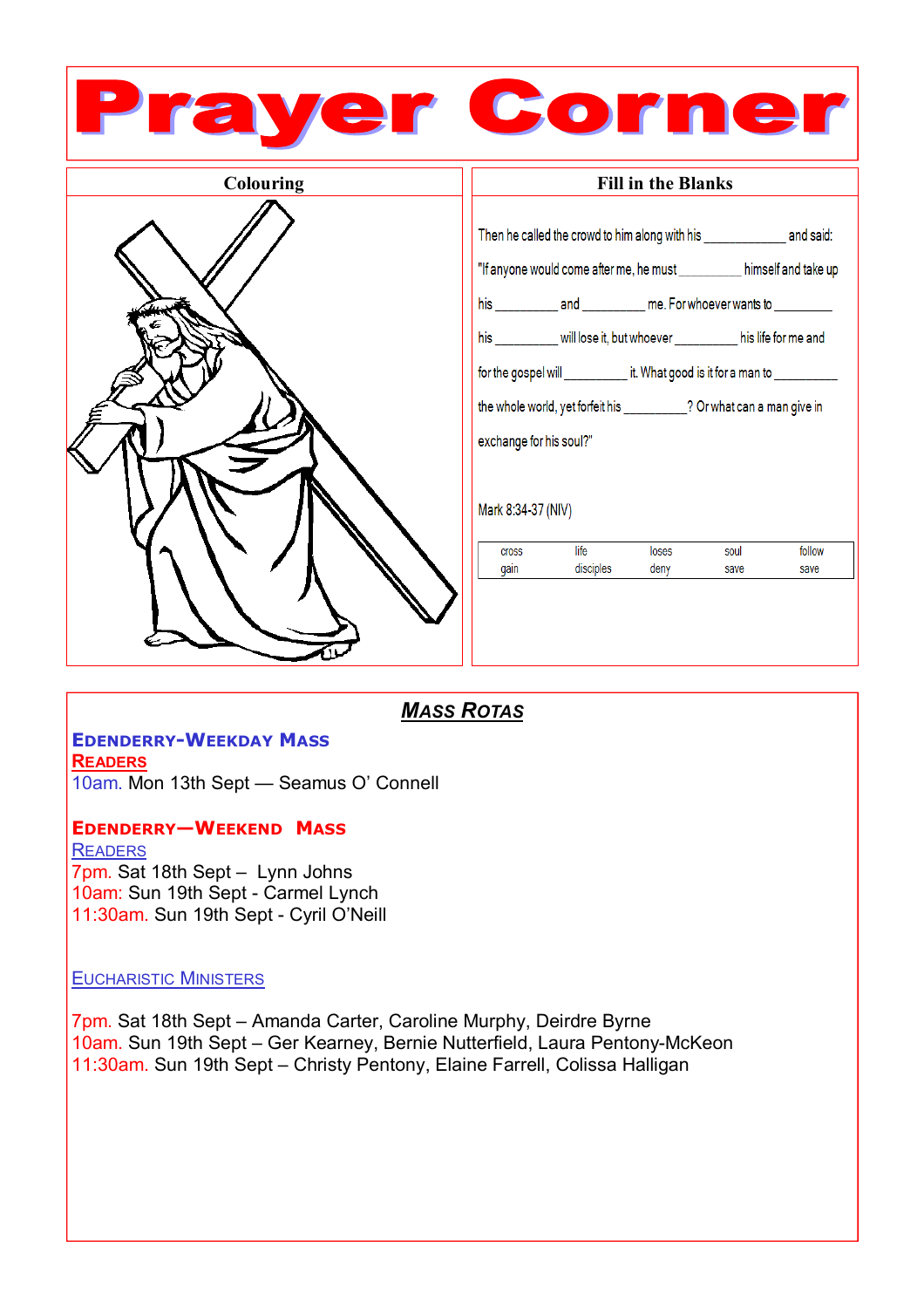# Prayer Corner

## Colouring

## Fill in the Blanks

Then he called the crowd to him along with his ___________ and said:

"If anyone would come after me, he must _________ himself and take up

his _________ and _________ me. For whoever wants to _________

his _________ will lose it, but whoever _________ his life for me and

for the gospel will _________ it. What good is it for a man to _________

the whole world, yet forfeit his _________? Or what can a man give in

exchange for his soul?"

Mark 8:34-37 (NIV)

| cross | life | loses | soul | follow |
|---|---|---|---|---|
| gain | disciples | deny | save | save |

## *Mass Rotas*

**Edenderry-Weekday Mass**

**Readers**

10am. Mon 13th Sept — Seamus O' Connell

**Edenderry—Weekend Mass**

Readers

7pm. Sat 18th Sept – Lynn Johns
10am: Sun 19th Sept - Carmel Lynch
11:30am. Sun 19th Sept - Cyril O'Neill

Eucharistic Ministers

7pm. Sat 18th Sept – Amanda Carter, Caroline Murphy, Deirdre Byrne
10am. Sun 19th Sept – Ger Kearney, Bernie Nutterfield, Laura Pentony-McKeon
11:30am. Sun 19th Sept – Christy Pentony, Elaine Farrell, Colissa Halligan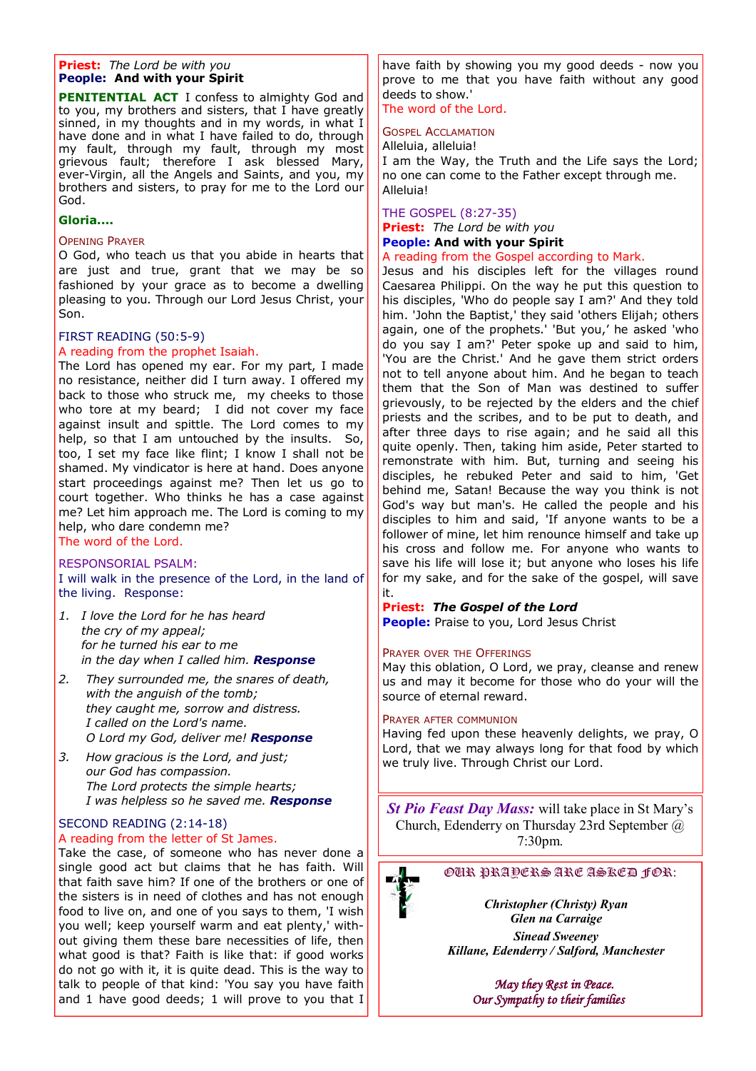**Priest:** *The Lord be with you*
**People: And with your Spirit**

**PENITENTIAL ACT** I confess to almighty God and to you, my brothers and sisters, that I have greatly sinned, in my thoughts and in my words, in what I have done and in what I have failed to do, through my fault, through my fault, through my most grievous fault; therefore I ask blessed Mary, ever-Virgin, all the Angels and Saints, and you, my brothers and sisters, to pray for me to the Lord our God.

**Gloria....**

OPENING PRAYER
O God, who teach us that you abide in hearts that are just and true, grant that we may be so fashioned by your grace as to become a dwelling pleasing to you. Through our Lord Jesus Christ, your Son.

FIRST READING (50:5-9)
A reading from the prophet Isaiah.
The Lord has opened my ear. For my part, I made no resistance, neither did I turn away. I offered my back to those who struck me, my cheeks to those who tore at my beard; I did not cover my face against insult and spittle. The Lord comes to my help, so that I am untouched by the insults. So, too, I set my face like flint; I know I shall not be shamed. My vindicator is here at hand. Does anyone start proceedings against me? Then let us go to court together. Who thinks he has a case against me? Let him approach me. The Lord is coming to my help, who dare condemn me?
The word of the Lord.

RESPONSORIAL PSALM:
I will walk in the presence of the Lord, in the land of the living. Response:

1. *I love the Lord for he has heard*
   *the cry of my appeal;*
   *for he turned his ear to me*
   *in the day when I called him.* ***Response***
2. *They surrounded me, the snares of death,*
   *with the anguish of the tomb;*
   *they caught me, sorrow and distress.*
   *I called on the Lord's name.*
   *O Lord my God, deliver me!* ***Response***
3. *How gracious is the Lord, and just;*
   *our God has compassion.*
   *The Lord protects the simple hearts;*
   *I was helpless so he saved me.* ***Response***

SECOND READING (2:14-18)
A reading from the letter of St James.
Take the case, of someone who has never done a single good act but claims that he has faith. Will that faith save him? If one of the brothers or one of the sisters is in need of clothes and has not enough food to live on, and one of you says to them, 'I wish you well; keep yourself warm and eat plenty,' without giving them these bare necessities of life, then what good is that? Faith is like that: if good works do not go with it, it is quite dead. This is the way to talk to people of that kind: 'You say you have faith and 1 have good deeds; 1 will prove to you that I have faith by showing you my good deeds - now you prove to me that you have faith without any good deeds to show.'
The word of the Lord.

GOSPEL ACCLAMATION
Alleluia, alleluia!
I am the Way, the Truth and the Life says the Lord; no one can come to the Father except through me.
Alleluia!

THE GOSPEL (8:27-35)
**Priest:** *The Lord be with you*
**People: And with your Spirit**
A reading from the Gospel according to Mark.
Jesus and his disciples left for the villages round Caesarea Philippi. On the way he put this question to his disciples, 'Who do people say I am?' And they told him. 'John the Baptist,' they said 'others Elijah; others again, one of the prophets.' 'But you,' he asked 'who do you say I am?' Peter spoke up and said to him, 'You are the Christ.' And he gave them strict orders not to tell anyone about him. And he began to teach them that the Son of Man was destined to suffer grievously, to be rejected by the elders and the chief priests and the scribes, and to be put to death, and after three days to rise again; and he said all this quite openly. Then, taking him aside, Peter started to remonstrate with him. But, turning and seeing his disciples, he rebuked Peter and said to him, 'Get behind me, Satan! Because the way you think is not God's way but man's. He called the people and his disciples to him and said, 'If anyone wants to be a follower of mine, let him renounce himself and take up his cross and follow me. For anyone who wants to save his life will lose it; but anyone who loses his life for my sake, and for the sake of the gospel, will save it.
**Priest:** ***The Gospel of the Lord***
**People:** Praise to you, Lord Jesus Christ

PRAYER OVER THE OFFERINGS
May this oblation, O Lord, we pray, cleanse and renew us and may it become for those who do your will the source of eternal reward.

PRAYER AFTER COMMUNION
Having fed upon these heavenly delights, we pray, O Lord, that we may always long for that food by which we truly live. Through Christ our Lord.

***St Pio Feast Day Mass:*** will take place in St Mary's Church, Edenderry on Thursday 23rd September @ 7:30pm.

OUR PRAYERS ARE ASKED FOR:

***Christopher (Christy) Ryan***
***Glen na Carraige***
***Sinead Sweeney***
***Killane, Edenderry / Salford, Manchester***

*May they Rest in Peace.*
*Our Sympathy to their families*